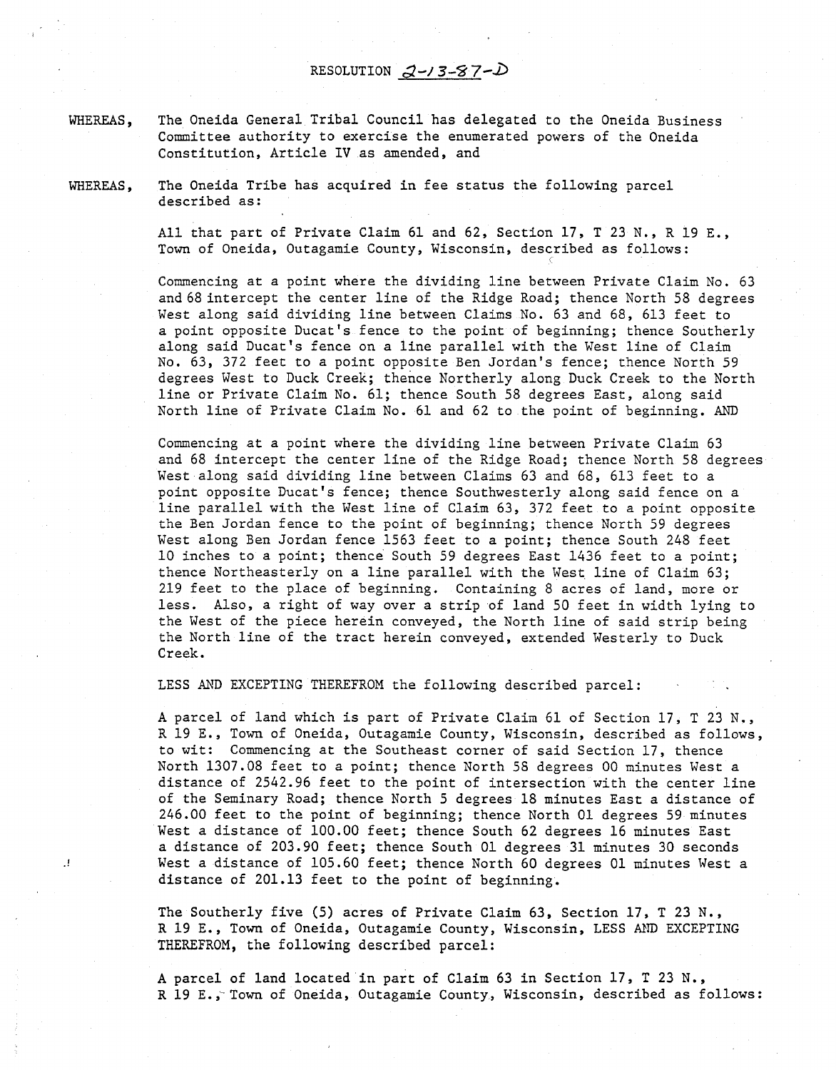RESOLUTION 2-13-87-D

WHEREAS, The Oneida General Tribal Council has delegated to the Oneida Business Committee authority to exercise the enumerated powers of the Oneida Constitution, Article IV as amended, and

WHEREAS, The Oneida Tribe has acquired in fee status the following parcel described as:

All that part of Private Claim 61 and 62, Section 17, T 23 N., R 19 E., Town of Oneida, Outagamie County, Wisconsin, described as follows:

Commencing at a point where the dividing line between Private Claim No. 63 and 68 intercept the center line of the Ridge Road; thence North 58 degrees West along said dividing line between Claims No. 63 and 68, 613 feet to a point opposite Ducat's fence to the point of beginning; thence Southerly along said Ducat's fence on a line parallel with the West line of Claim No. 63, 372 feet to a point opposite Ben Jordan's fence; thence North 59 degrees West to Duck Creek; thence Northerly along Duck Creek to the North line or Private Claim No. 61; thence South 58 degrees East, along said North line of Private Claim No. 61 and 62 to the point of beginning. AND

Commencing at a point where the dividing line between Private Claim 63 and 68 intercept the center line of the Ridge Road; thence North 58 degrees West along said dividing line between Claims 63 and 68, 613 feet to a point opposite Ducat's fence; thence Southwesterly along said fence on a line parallel with the West line of Claim 63, 372 feet to a point opposite the Ben Jordan fence to the point of beginning; thence North 59 degrees West along Ben Jordan fence 1563 feet to a point; thence South 248 feet 10 inches to a point; thence South 59 degrees East 1436 feet to a point; thence Northeasterly on a line parallel with the West line of Claim 63; 219 feet to the place of beginning. Containing 8 acres of land, more or less. Also, a right of way over a strip of land 50 feet in width lying to the West of the piece herein conveyed, the North line of said strip being the North line of the tract herein conveyed, extended Westerly to Duck Creek.

LESS AND EXCEPTING THEREFROM the following described parcel:

A parcel of land which is part of Private Claim 61 of Section 17, T 23 N., R 19 E., Town of Oneida, Outagamie County, Wisconsin, described as follows, to wit: Commencing at the Southeast corner of said Section 17, thence North 1307.08 feet to a point; thence North 58 degrees 00 minutes West a distance of 2542.96 feet to the point of intersection with the center line of the Seminary Road; thence North 5 degrees 18 minutes East a distance of 246.00 feet to the point of beginning; thence North 01 degrees 59 minutes West a distance of 100.00 feet; thence South 62 degrees 16 minutes East a distance of 203.90 feet; thence South 01 degrees 31 minutes 30 seconds West a distance of 105.60 feet; thence North 60 degrees 01 minutes West a distance of 201.13 feet to the point of beginning.

The Southerly five (5) acres of Private Claim 63, Section 17, T 23 N., R 19 E., Town of Oneida, Outagamie County, Wisconsin, LESS AND EXCEPTING THEREFROM, the following described parcel:

A parcel of land located in part of Claim 63 in Section 17, T 23 N., R 19 E., Town of Oneida, Outagamie County, Wisconsin, described as follows: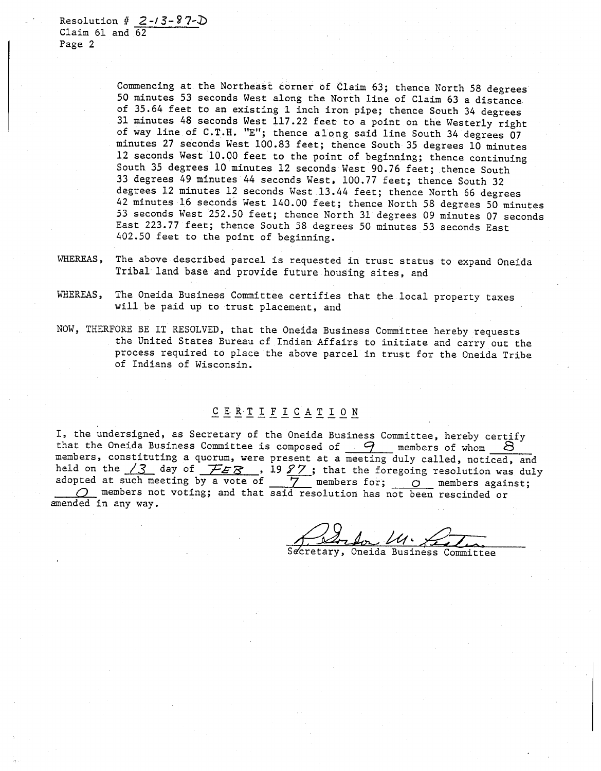Resolution # 2-13-87-D
Claim 61 and 62
Page 2

Commencing at the Northeast corner of Claim 63; thence North 58 degrees 50 minutes 53 seconds West along the North line of Claim 63 a distance of 35.64 feet to an existing 1 inch iron pipe; thence South 34 degrees 31 minutes 48 seconds West 117.22 feet to a point on the Westerly right of way line of C.T.H. "E"; thence along said line South 34 degrees 07 minutes 27 seconds West 100.83 feet; thence South 35 degrees 10 minutes 12 seconds West 10.00 feet to the point of beginning; thence continuing South 35 degrees 10 minutes 12 seconds West 90.76 feet; thence South 33 degrees 49 minutes 44 seconds West, 100.77 feet; thence South 32 degrees 12 minutes 12 seconds West 13.44 feet; thence North 66 degrees 42 minutes 16 seconds West 140.00 feet; thence North 58 degrees 50 minutes 53 seconds West 252.50 feet; thence North 31 degrees 09 minutes 07 seconds East 223.77 feet; thence South 58 degrees 50 minutes 53 seconds East 402.50 feet to the point of beginning.

WHEREAS, The above described parcel is requested in trust status to expand Oneida Tribal land base and provide future housing sites, and

WHEREAS, The Oneida Business Committee certifies that the local property taxes will be paid up to trust placement, and

NOW, THERFORE BE IT RESOLVED, that the Oneida Business Committee hereby requests the United States Bureau of Indian Affairs to initiate and carry out the process required to place the above parcel in trust for the Oneida Tribe of Indians of Wisconsin.

## C E R T I F I C A T I O N

I, the undersigned, as Secretary of the Oneida Business Committee, hereby certify that the Oneida Business Committee is composed of 9 members of whom 8 members, constituting a quorum, were present at a meeting duly called, noticed, and held on the 13 day of FEB, 1987; that the foregoing resolution was duly adopted at such meeting by a vote of 7 members for; 0 members against; 0 members not voting; and that said resolution has not been rescinded or amended in any way.

Secretary, Oneida Business Committee